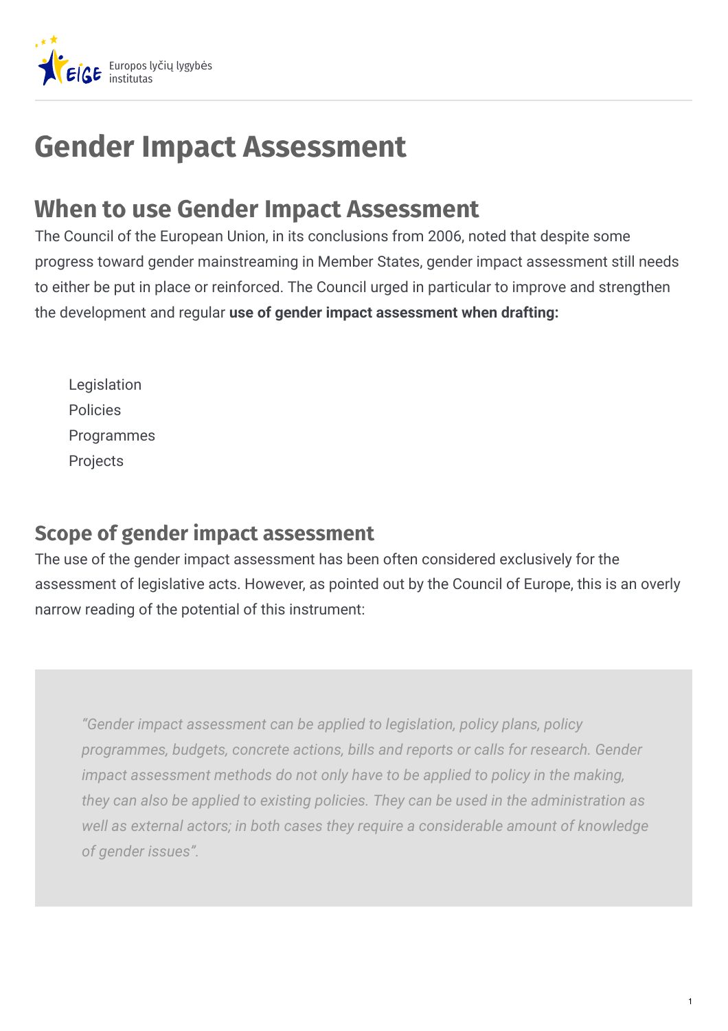# Gender Impact Assessment

## When to use Gender Impact Assessment

The Council of the European Union, in its conclusions from 2006, noted that despite some progress toward gender mainstreaming in Member States, gender impact assessment still needs to either be put in place or reinforced. The Council urged in particular to improve and strengthen the development and regular **use of gender impact assessment when drafting:**

- Legislation
- Policies
- Programmes
- Projects

## Scope of gender impact assessment

The use of the gender impact assessment has been often considered exclusively for the assessment of legislative acts. However, as pointed out by the Council of Europe, this is an overly narrow reading of the potential of this instrument:

> *"Gender impact assessment can be applied to legislation, policy plans, policy programmes, budgets, concrete actions, bills and reports or calls for research. Gender impact assessment methods do not only have to be applied to policy in the making, they can also be applied to existing policies. They can be used in the administration as well as external actors; in both cases they require a considerable amount of knowledge of gender issues".*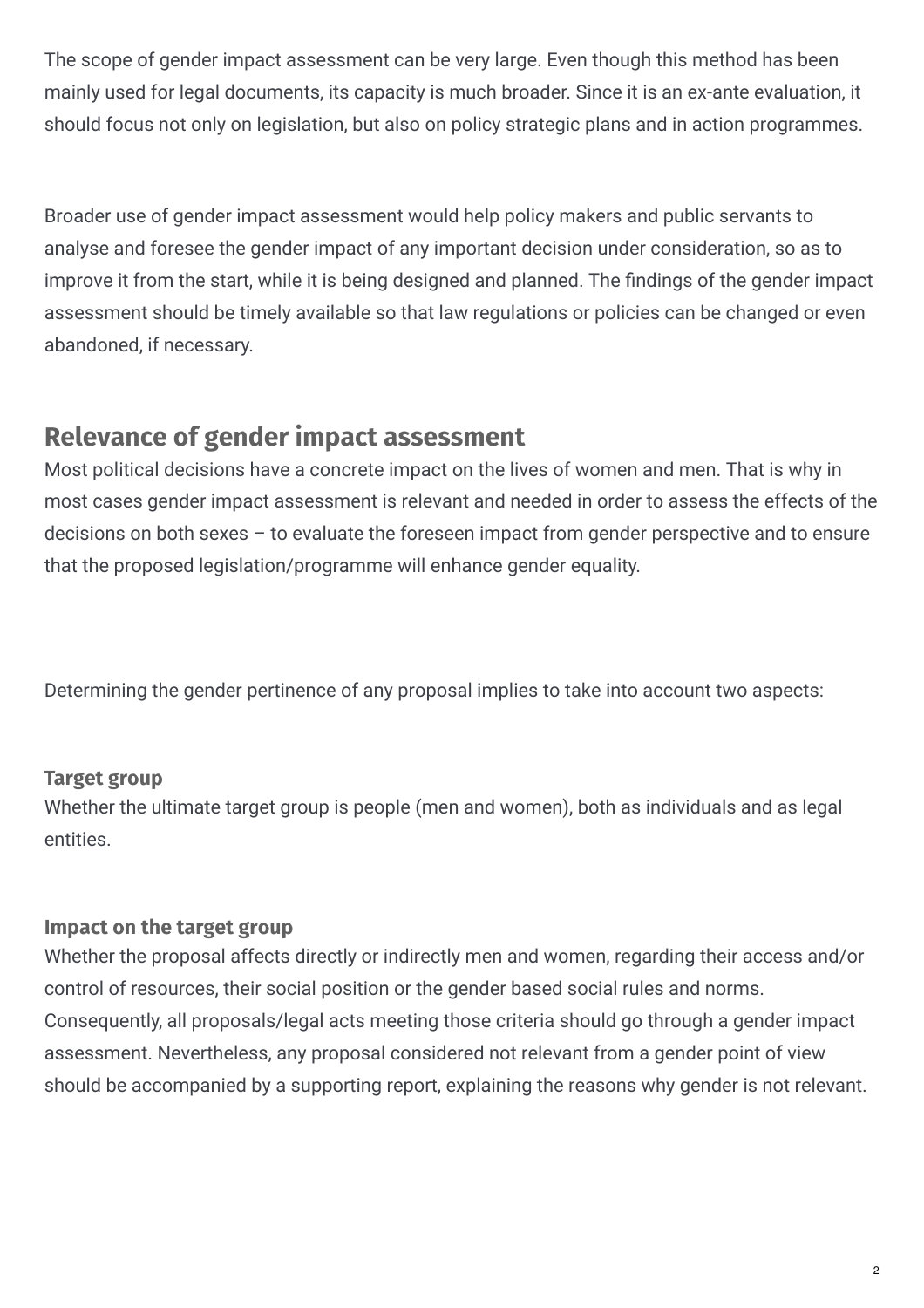The scope of gender impact assessment can be very large. Even though this method has been mainly used for legal documents, its capacity is much broader. Since it is an ex-ante evaluation, it should focus not only on legislation, but also on policy strategic plans and in action programmes.

Broader use of gender impact assessment would help policy makers and public servants to analyse and foresee the gender impact of any important decision under consideration, so as to improve it from the start, while it is being designed and planned. The findings of the gender impact assessment should be timely available so that law regulations or policies can be changed or even abandoned, if necessary.

## Relevance of gender impact assessment

Most political decisions have a concrete impact on the lives of women and men. That is why in most cases gender impact assessment is relevant and needed in order to assess the effects of the decisions on both sexes – to evaluate the foreseen impact from gender perspective and to ensure that the proposed legislation/programme will enhance gender equality.

Determining the gender pertinence of any proposal implies to take into account two aspects:

### Target group

Whether the ultimate target group is people (men and women), both as individuals and as legal entities.

### Impact on the target group

Whether the proposal affects directly or indirectly men and women, regarding their access and/or control of resources, their social position or the gender based social rules and norms. Consequently, all proposals/legal acts meeting those criteria should go through a gender impact assessment. Nevertheless, any proposal considered not relevant from a gender point of view should be accompanied by a supporting report, explaining the reasons why gender is not relevant.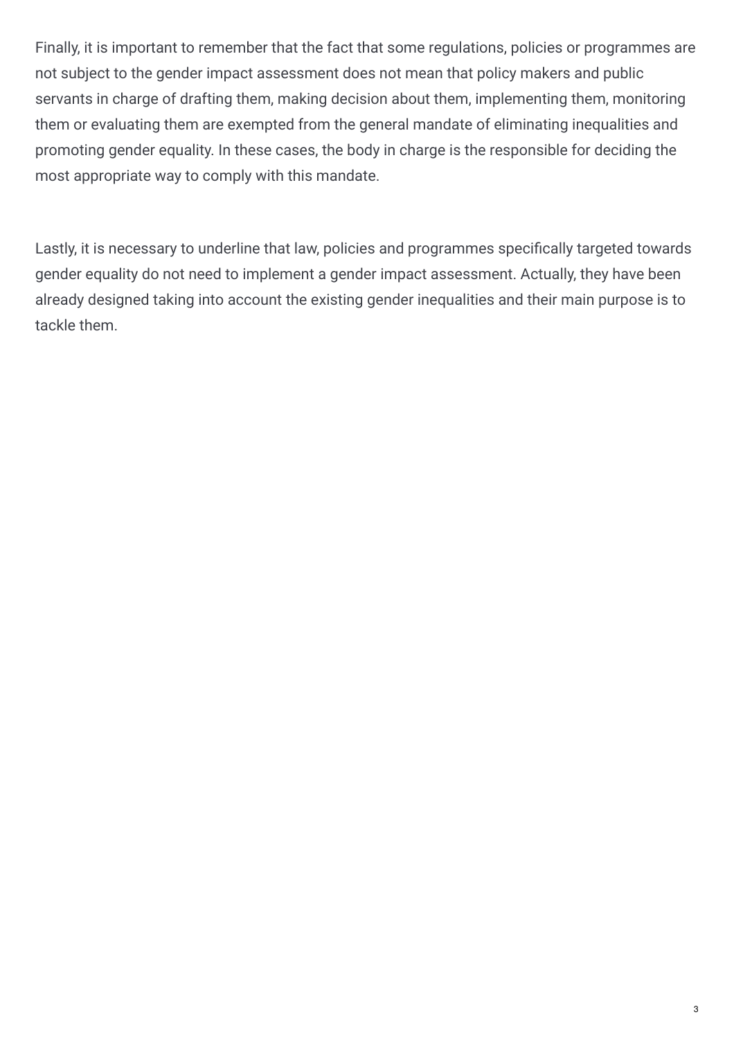Finally, it is important to remember that the fact that some regulations, policies or programmes are not subject to the gender impact assessment does not mean that policy makers and public servants in charge of drafting them, making decision about them, implementing them, monitoring them or evaluating them are exempted from the general mandate of eliminating inequalities and promoting gender equality. In these cases, the body in charge is the responsible for deciding the most appropriate way to comply with this mandate.

Lastly, it is necessary to underline that law, policies and programmes specifically targeted towards gender equality do not need to implement a gender impact assessment. Actually, they have been already designed taking into account the existing gender inequalities and their main purpose is to tackle them.